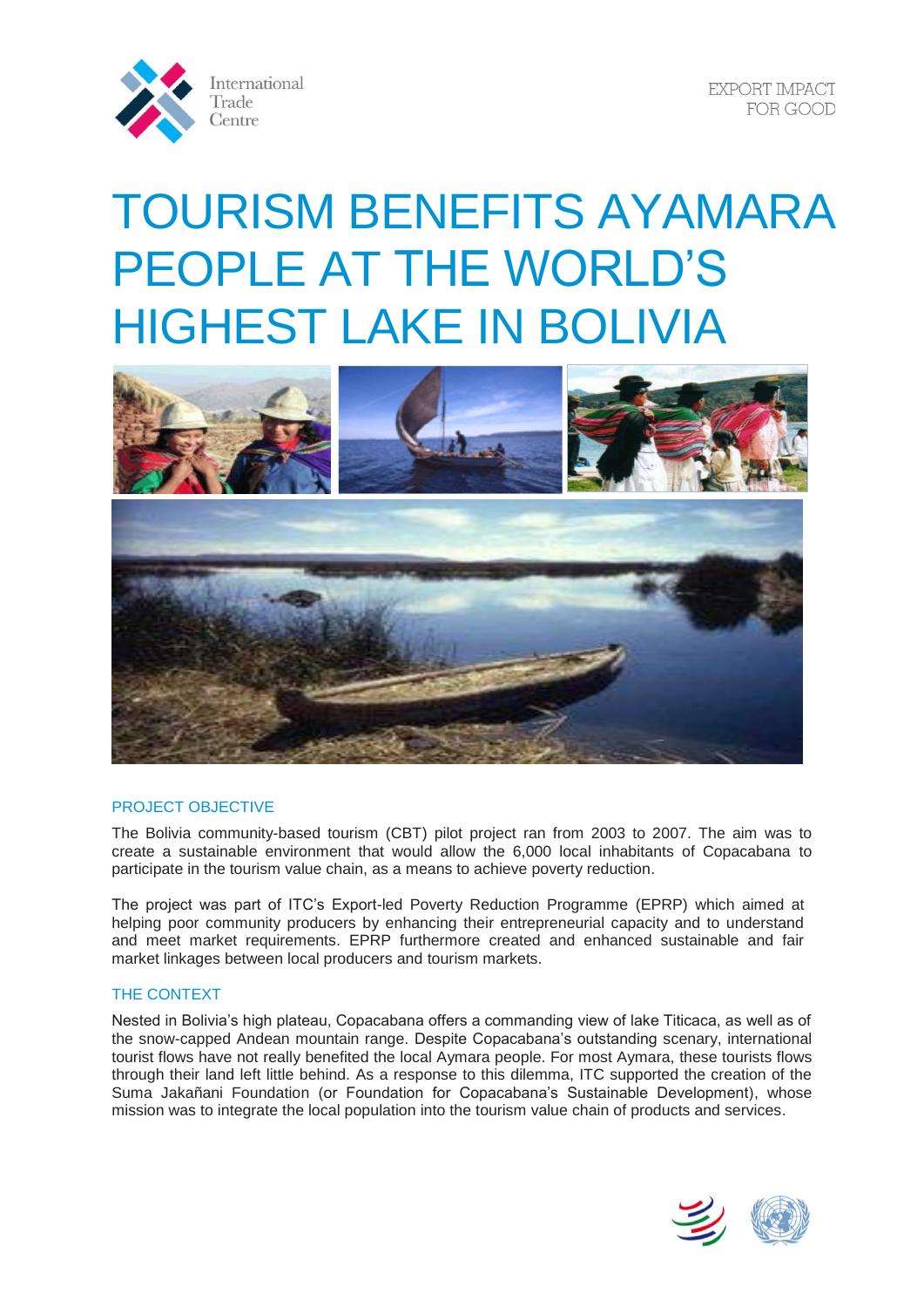# TOURISM BENEFITS AYAMARA PEOPLE AT THE WORLD'S HIGHEST LAKE IN BOLIVIA

## PROJECT OBJECTIVE

The Bolivia community-based tourism (CBT) pilot project ran from 2003 to 2007. The aim was to create a sustainable environment that would allow the 6,000 local inhabitants of Copacabana to participate in the tourism value chain, as a means to achieve poverty reduction.

The project was part of ITC's Export-led Poverty Reduction Programme (EPRP) which aimed at helping poor community producers by enhancing their entrepreneurial capacity and to understand and meet market requirements. EPRP furthermore created and enhanced sustainable and fair market linkages between local producers and tourism markets.

## THE CONTEXT

Nested in Bolivia's high plateau, Copacabana offers a commanding view of lake Titicaca, as well as of the snow-capped Andean mountain range. Despite Copacabana's outstanding scenary, international tourist flows have not really benefited the local Aymara people. For most Aymara, these tourists flows through their land left little behind. As a response to this dilemma, ITC supported the creation of the Suma Jakañani Foundation (or Foundation for Copacabana's Sustainable Development), whose mission was to integrate the local population into the tourism value chain of products and services.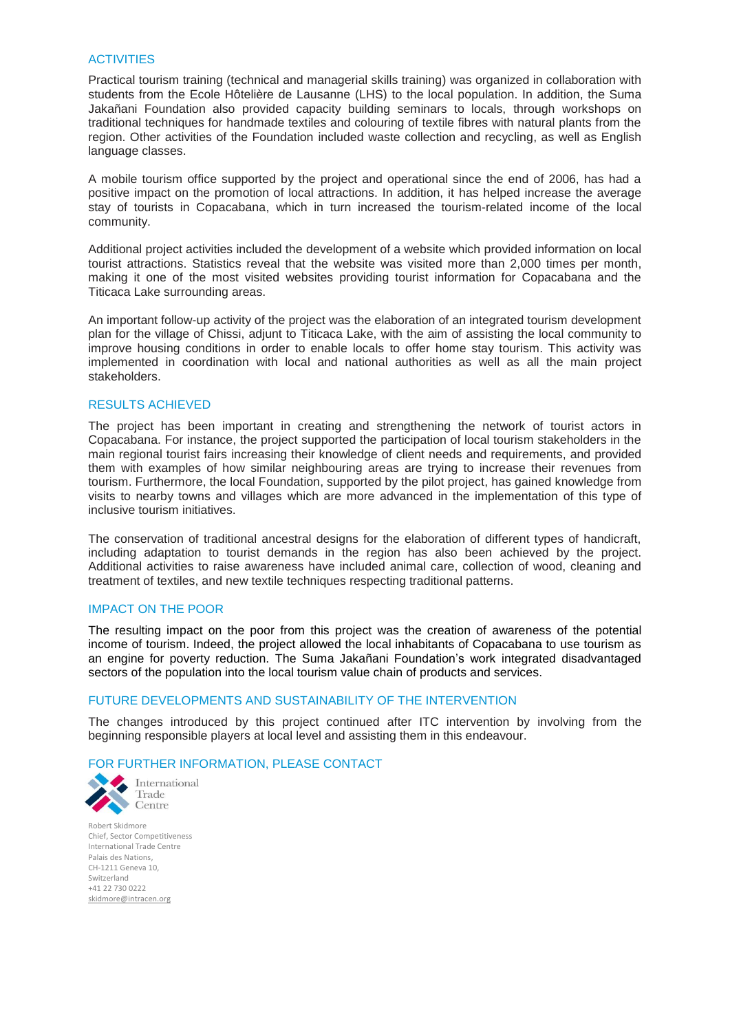## ACTIVITIES

Practical tourism training (technical and managerial skills training) was organized in collaboration with students from the Ecole Hôtelière de Lausanne (LHS) to the local population. In addition, the Suma Jakañani Foundation also provided capacity building seminars to locals, through workshops on traditional techniques for handmade textiles and colouring of textile fibres with natural plants from the region. Other activities of the Foundation included waste collection and recycling, as well as English language classes.

A mobile tourism office supported by the project and operational since the end of 2006, has had a positive impact on the promotion of local attractions. In addition, it has helped increase the average stay of tourists in Copacabana, which in turn increased the tourism-related income of the local community.

Additional project activities included the development of a website which provided information on local tourist attractions. Statistics reveal that the website was visited more than 2,000 times per month, making it one of the most visited websites providing tourist information for Copacabana and the Titicaca Lake surrounding areas.

An important follow-up activity of the project was the elaboration of an integrated tourism development plan for the village of Chissi, adjunt to Titicaca Lake, with the aim of assisting the local community to improve housing conditions in order to enable locals to offer home stay tourism. This activity was implemented in coordination with local and national authorities as well as all the main project stakeholders.

## RESULTS ACHIEVED

The project has been important in creating and strengthening the network of tourist actors in Copacabana. For instance, the project supported the participation of local tourism stakeholders in the main regional tourist fairs increasing their knowledge of client needs and requirements, and provided them with examples of how similar neighbouring areas are trying to increase their revenues from tourism. Furthermore, the local Foundation, supported by the pilot project, has gained knowledge from visits to nearby towns and villages which are more advanced in the implementation of this type of inclusive tourism initiatives.

The conservation of traditional ancestral designs for the elaboration of different types of handicraft, including adaptation to tourist demands in the region has also been achieved by the project. Additional activities to raise awareness have included animal care, collection of wood, cleaning and treatment of textiles, and new textile techniques respecting traditional patterns.

## IMPACT ON THE POOR

The resulting impact on the poor from this project was the creation of awareness of the potential income of tourism. Indeed, the project allowed the local inhabitants of Copacabana to use tourism as an engine for poverty reduction. The Suma Jakañani Foundation's work integrated disadvantaged sectors of the population into the local tourism value chain of products and services.

## FUTURE DEVELOPMENTS AND SUSTAINABILITY OF THE INTERVENTION

The changes introduced by this project continued after ITC intervention by involving from the beginning responsible players at local level and assisting them in this endeavour.

## FOR FURTHER INFORMATION, PLEASE CONTACT

International Trade Centre

Robert Skidmore
Chief, Sector Competitiveness
International Trade Centre
Palais des Nations,
CH-1211 Geneva 10,
Switzerland
+41 22 730 0222
skidmore@intracen.org